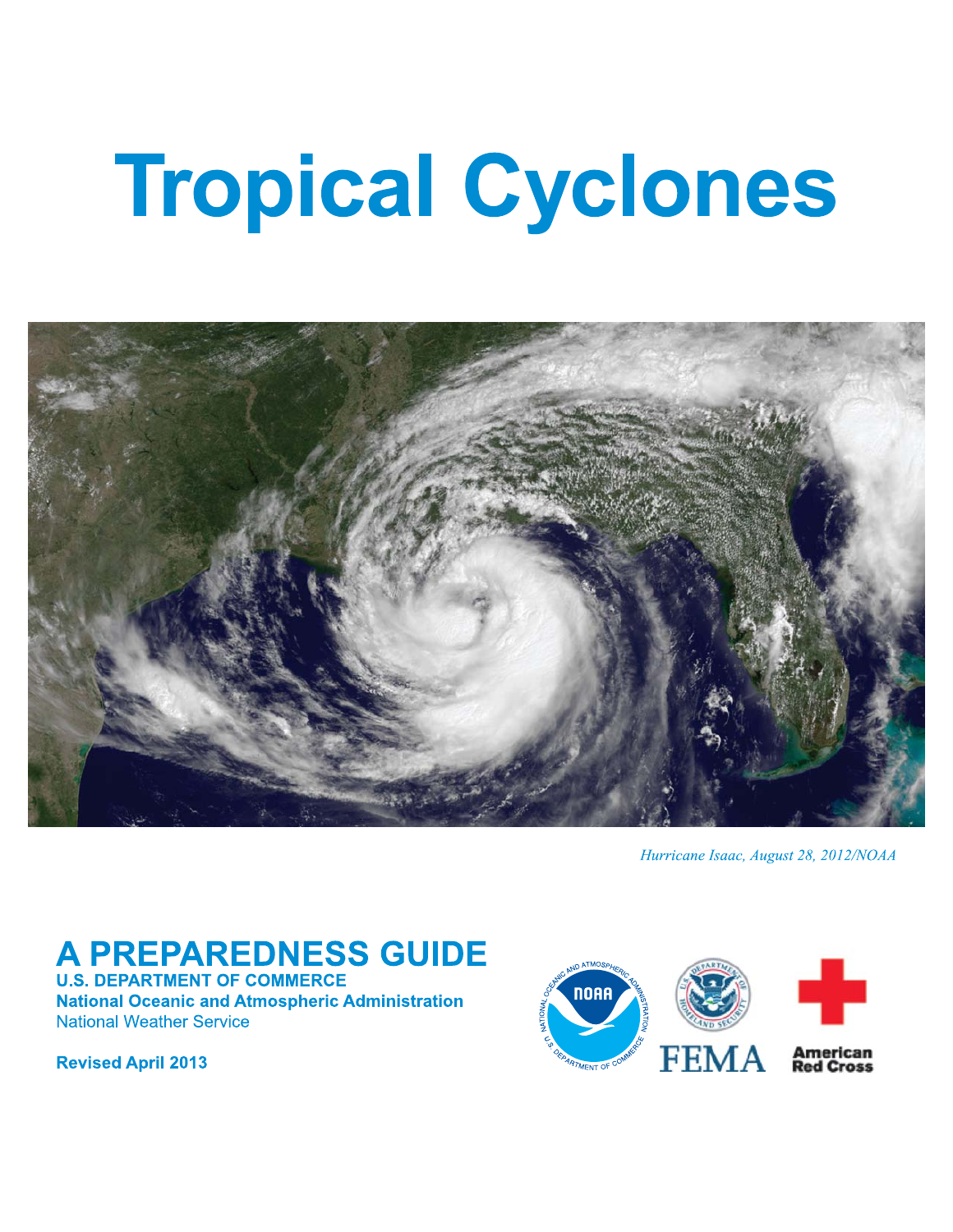# Tropical Cyclones

*Hurricane Isaac, August 28, 2012/NOAA*

## A PREPAREDNESS GUIDE

**U.S. DEPARTMENT OF COMMERCE**
**National Oceanic and Atmospheric Administration**
National Weather Service

**Revised April 2013**

NOAA · FEMA · American Red Cross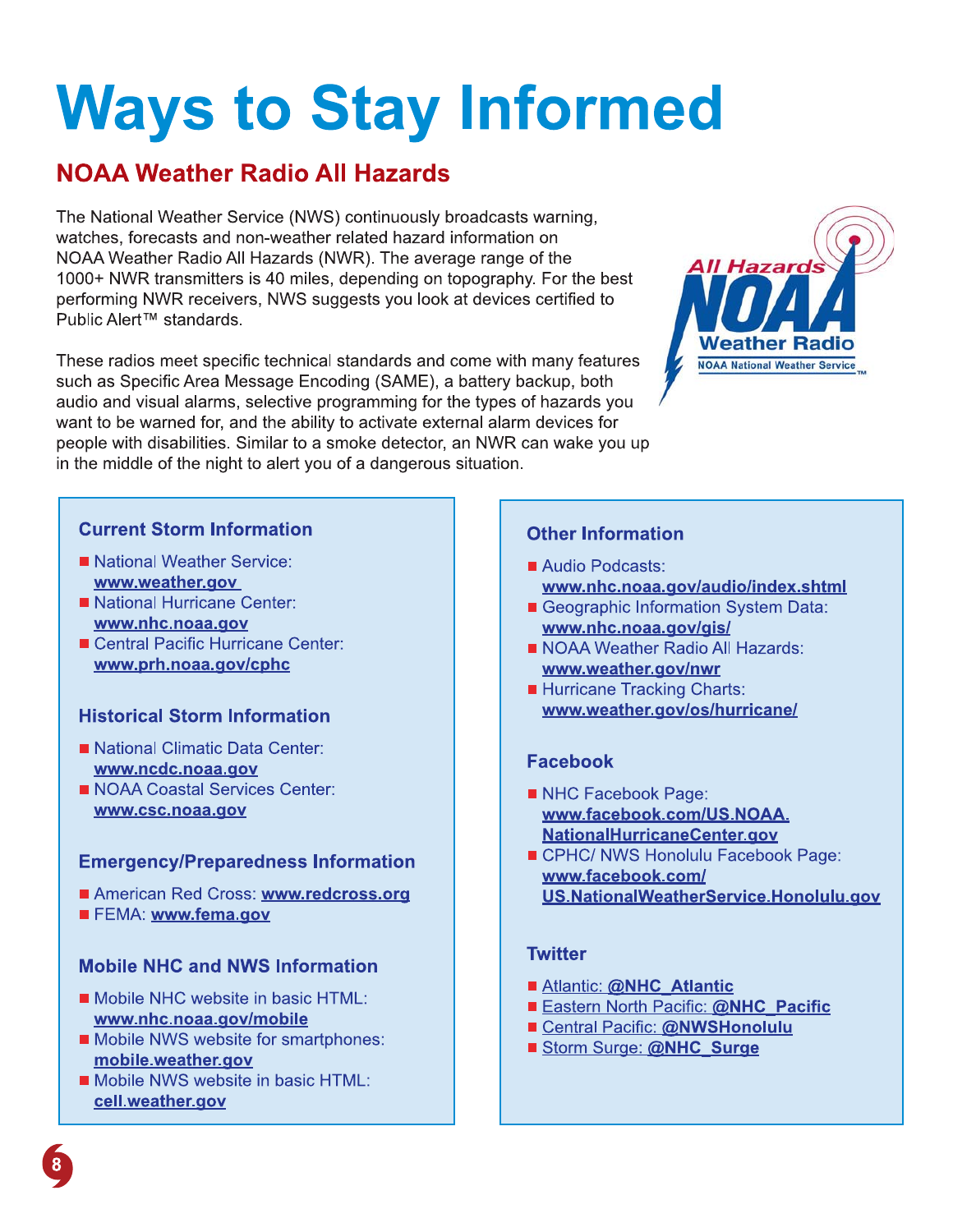# Ways to Stay Informed

## NOAA Weather Radio All Hazards

The National Weather Service (NWS) continuously broadcasts warning, watches, forecasts and non-weather related hazard information on NOAA Weather Radio All Hazards (NWR). The average range of the 1000+ NWR transmitters is 40 miles, depending on topography. For the best performing NWR receivers, NWS suggests you look at devices certified to Public Alert™ standards.

These radios meet specific technical standards and come with many features such as Specific Area Message Encoding (SAME), a battery backup, both audio and visual alarms, selective programming for the types of hazards you want to be warned for, and the ability to activate external alarm devices for people with disabilities. Similar to a smoke detector, an NWR can wake you up in the middle of the night to alert you of a dangerous situation.

### Current Storm Information

- National Weather Service: **www.weather.gov**
- National Hurricane Center: **www.nhc.noaa.gov**
- Central Pacific Hurricane Center: **www.prh.noaa.gov/cphc**

### Historical Storm Information

- National Climatic Data Center: **www.ncdc.noaa.gov**
- NOAA Coastal Services Center: **www.csc.noaa.gov**

### Emergency/Preparedness Information

- American Red Cross: **www.redcross.org**
- FEMA: **www.fema.gov**

### Mobile NHC and NWS Information

- Mobile NHC website in basic HTML: **www.nhc.noaa.gov/mobile**
- Mobile NWS website for smartphones: **mobile.weather.gov**
- Mobile NWS website in basic HTML: **cell.weather.gov**

### Other Information

- Audio Podcasts: **www.nhc.noaa.gov/audio/index.shtml**
- Geographic Information System Data: **www.nhc.noaa.gov/gis/**
- NOAA Weather Radio All Hazards: **www.weather.gov/nwr**
- Hurricane Tracking Charts: **www.weather.gov/os/hurricane/**

### Facebook

- NHC Facebook Page: **www.facebook.com/US.NOAA.NationalHurricaneCenter.gov**
- CPHC/ NWS Honolulu Facebook Page: **www.facebook.com/US.NationalWeatherService.Honolulu.gov**

### Twitter

- Atlantic: **@NHC_Atlantic**
- Eastern North Pacific: **@NHC_Pacific**
- Central Pacific: **@NWSHonolulu**
- Storm Surge: **@NHC_Surge**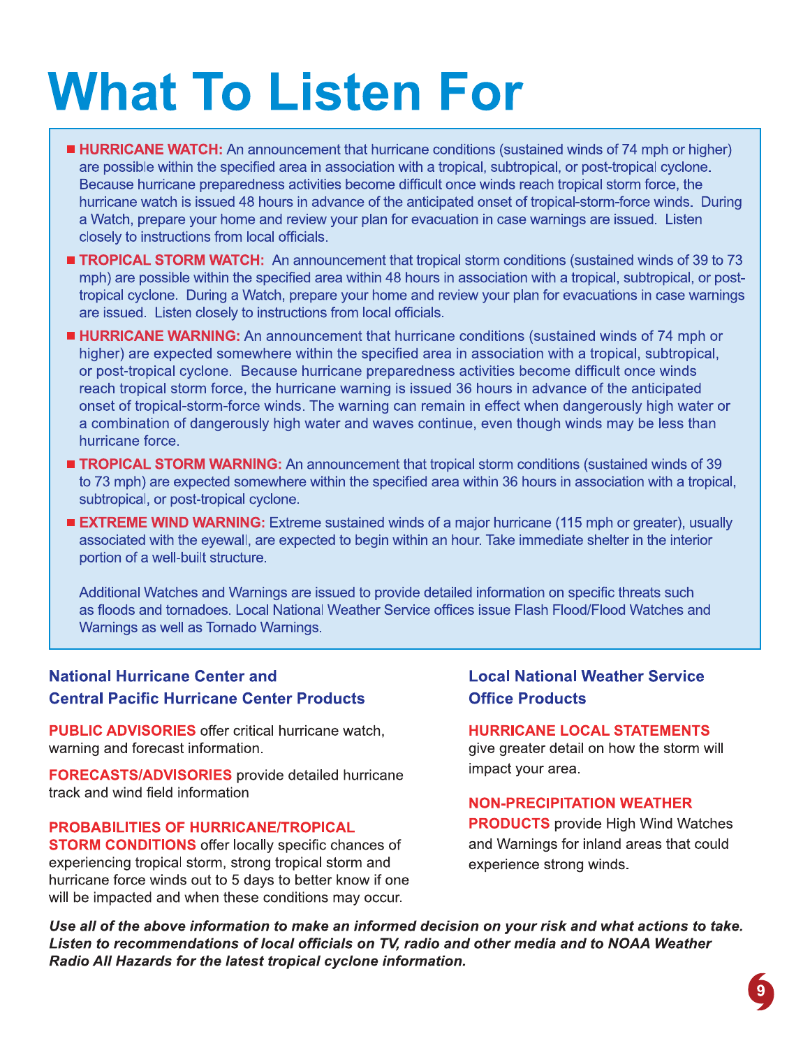# What To Listen For

- **HURRICANE WATCH:** An announcement that hurricane conditions (sustained winds of 74 mph or higher) are possible within the specified area in association with a tropical, subtropical, or post-tropical cyclone. Because hurricane preparedness activities become difficult once winds reach tropical storm force, the hurricane watch is issued 48 hours in advance of the anticipated onset of tropical-storm-force winds. During a Watch, prepare your home and review your plan for evacuation in case warnings are issued. Listen closely to instructions from local officials.
- **TROPICAL STORM WATCH:** An announcement that tropical storm conditions (sustained winds of 39 to 73 mph) are possible within the specified area within 48 hours in association with a tropical, subtropical, or post-tropical cyclone. During a Watch, prepare your home and review your plan for evacuations in case warnings are issued. Listen closely to instructions from local officials.
- **HURRICANE WARNING:** An announcement that hurricane conditions (sustained winds of 74 mph or higher) are expected somewhere within the specified area in association with a tropical, subtropical, or post-tropical cyclone. Because hurricane preparedness activities become difficult once winds reach tropical storm force, the hurricane warning is issued 36 hours in advance of the anticipated onset of tropical-storm-force winds. The warning can remain in effect when dangerously high water or a combination of dangerously high water and waves continue, even though winds may be less than hurricane force.
- **TROPICAL STORM WARNING:** An announcement that tropical storm conditions (sustained winds of 39 to 73 mph) are expected somewhere within the specified area within 36 hours in association with a tropical, subtropical, or post-tropical cyclone.
- **EXTREME WIND WARNING:** Extreme sustained winds of a major hurricane (115 mph or greater), usually associated with the eyewall, are expected to begin within an hour. Take immediate shelter in the interior portion of a well-built structure.

Additional Watches and Warnings are issued to provide detailed information on specific threats such as floods and tornadoes. Local National Weather Service offices issue Flash Flood/Flood Watches and Warnings as well as Tornado Warnings.

### National Hurricane Center and Central Pacific Hurricane Center Products

**PUBLIC ADVISORIES** offer critical hurricane watch, warning and forecast information.

**FORECASTS/ADVISORIES** provide detailed hurricane track and wind field information

**PROBABILITIES OF HURRICANE/TROPICAL STORM CONDITIONS** offer locally specific chances of experiencing tropical storm, strong tropical storm and hurricane force winds out to 5 days to better know if one will be impacted and when these conditions may occur.

### Local National Weather Service Office Products

**HURRICANE LOCAL STATEMENTS** give greater detail on how the storm will impact your area.

**NON-PRECIPITATION WEATHER PRODUCTS** provide High Wind Watches and Warnings for inland areas that could experience strong winds.

***Use all of the above information to make an informed decision on your risk and what actions to take. Listen to recommendations of local officials on TV, radio and other media and to NOAA Weather Radio All Hazards for the latest tropical cyclone information.***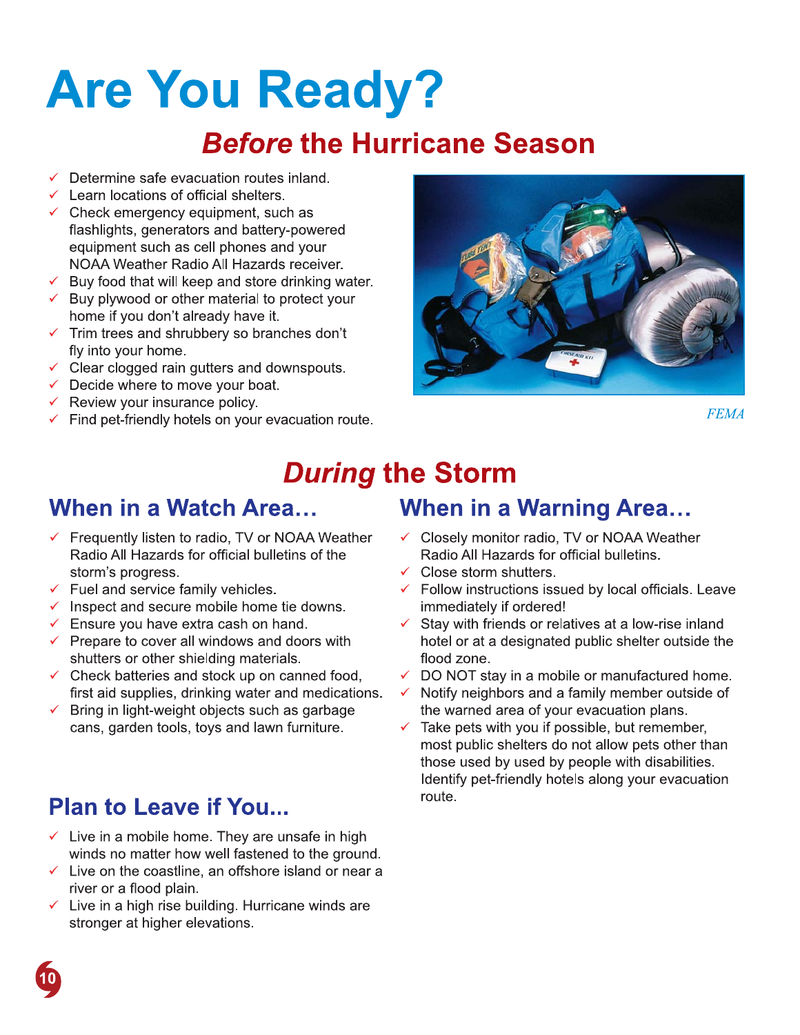# Are You Ready?

## *Before* the Hurricane Season

- ✓ Determine safe evacuation routes inland.
- ✓ Learn locations of official shelters.
- ✓ Check emergency equipment, such as flashlights, generators and battery-powered equipment such as cell phones and your NOAA Weather Radio All Hazards receiver.
- ✓ Buy food that will keep and store drinking water.
- ✓ Buy plywood or other material to protect your home if you don't already have it.
- ✓ Trim trees and shrubbery so branches don't fly into your home.
- ✓ Clear clogged rain gutters and downspouts.
- ✓ Decide where to move your boat.
- ✓ Review your insurance policy.
- ✓ Find pet-friendly hotels on your evacuation route.

*FEMA*

## *During* the Storm

### When in a Watch Area…

- ✓ Frequently listen to radio, TV or NOAA Weather Radio All Hazards for official bulletins of the storm's progress.
- ✓ Fuel and service family vehicles.
- ✓ Inspect and secure mobile home tie downs.
- ✓ Ensure you have extra cash on hand.
- ✓ Prepare to cover all windows and doors with shutters or other shielding materials.
- ✓ Check batteries and stock up on canned food, first aid supplies, drinking water and medications.
- ✓ Bring in light-weight objects such as garbage cans, garden tools, toys and lawn furniture.

### Plan to Leave if You...

- ✓ Live in a mobile home. They are unsafe in high winds no matter how well fastened to the ground.
- ✓ Live on the coastline, an offshore island or near a river or a flood plain.
- ✓ Live in a high rise building. Hurricane winds are stronger at higher elevations.

### When in a Warning Area…

- ✓ Closely monitor radio, TV or NOAA Weather Radio All Hazards for official bulletins.
- ✓ Close storm shutters.
- ✓ Follow instructions issued by local officials. Leave immediately if ordered!
- ✓ Stay with friends or relatives at a low-rise inland hotel or at a designated public shelter outside the flood zone.
- ✓ DO NOT stay in a mobile or manufactured home.
- ✓ Notify neighbors and a family member outside of the warned area of your evacuation plans.
- ✓ Take pets with you if possible, but remember, most public shelters do not allow pets other than those used by used by people with disabilities. Identify pet-friendly hotels along your evacuation route.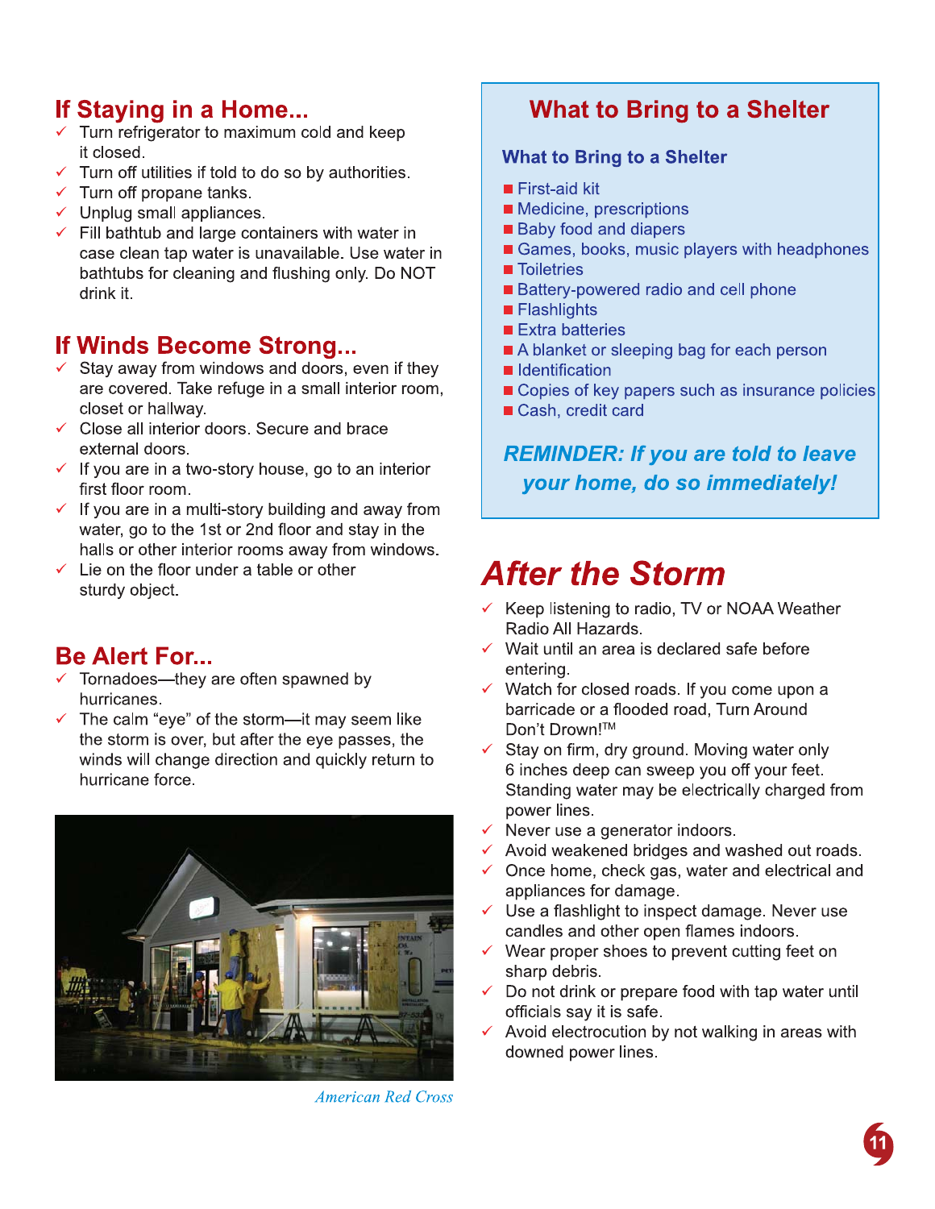## If Staying in a Home...

- Turn refrigerator to maximum cold and keep it closed.
- Turn off utilities if told to do so by authorities.
- Turn off propane tanks.
- Unplug small appliances.
- Fill bathtub and large containers with water in case clean tap water is unavailable. Use water in bathtubs for cleaning and flushing only. Do NOT drink it.

## If Winds Become Strong...

- Stay away from windows and doors, even if they are covered. Take refuge in a small interior room, closet or hallway.
- Close all interior doors. Secure and brace external doors.
- If you are in a two-story house, go to an interior first floor room.
- If you are in a multi-story building and away from water, go to the 1st or 2nd floor and stay in the halls or other interior rooms away from windows.
- Lie on the floor under a table or other sturdy object.

## Be Alert For...

- Tornadoes—they are often spawned by hurricanes.
- The calm "eye" of the storm—it may seem like the storm is over, but after the eye passes, the winds will change direction and quickly return to hurricane force.

American Red Cross

## What to Bring to a Shelter

### What to Bring to a Shelter

- First-aid kit
- Medicine, prescriptions
- Baby food and diapers
- Games, books, music players with headphones
- Toiletries
- Battery-powered radio and cell phone
- Flashlights
- Extra batteries
- A blanket or sleeping bag for each person
- Identification
- Copies of key papers such as insurance policies
- Cash, credit card

***REMINDER: If you are told to leave your home, do so immediately!***

# *After the Storm*

- Keep listening to radio, TV or NOAA Weather Radio All Hazards.
- Wait until an area is declared safe before entering.
- Watch for closed roads. If you come upon a barricade or a flooded road, Turn Around Don't Drown!™
- Stay on firm, dry ground. Moving water only 6 inches deep can sweep you off your feet. Standing water may be electrically charged from power lines.
- Never use a generator indoors.
- Avoid weakened bridges and washed out roads.
- Once home, check gas, water and electrical and appliances for damage.
- Use a flashlight to inspect damage. Never use candles and other open flames indoors.
- Wear proper shoes to prevent cutting feet on sharp debris.
- Do not drink or prepare food with tap water until officials say it is safe.
- Avoid electrocution by not walking in areas with downed power lines.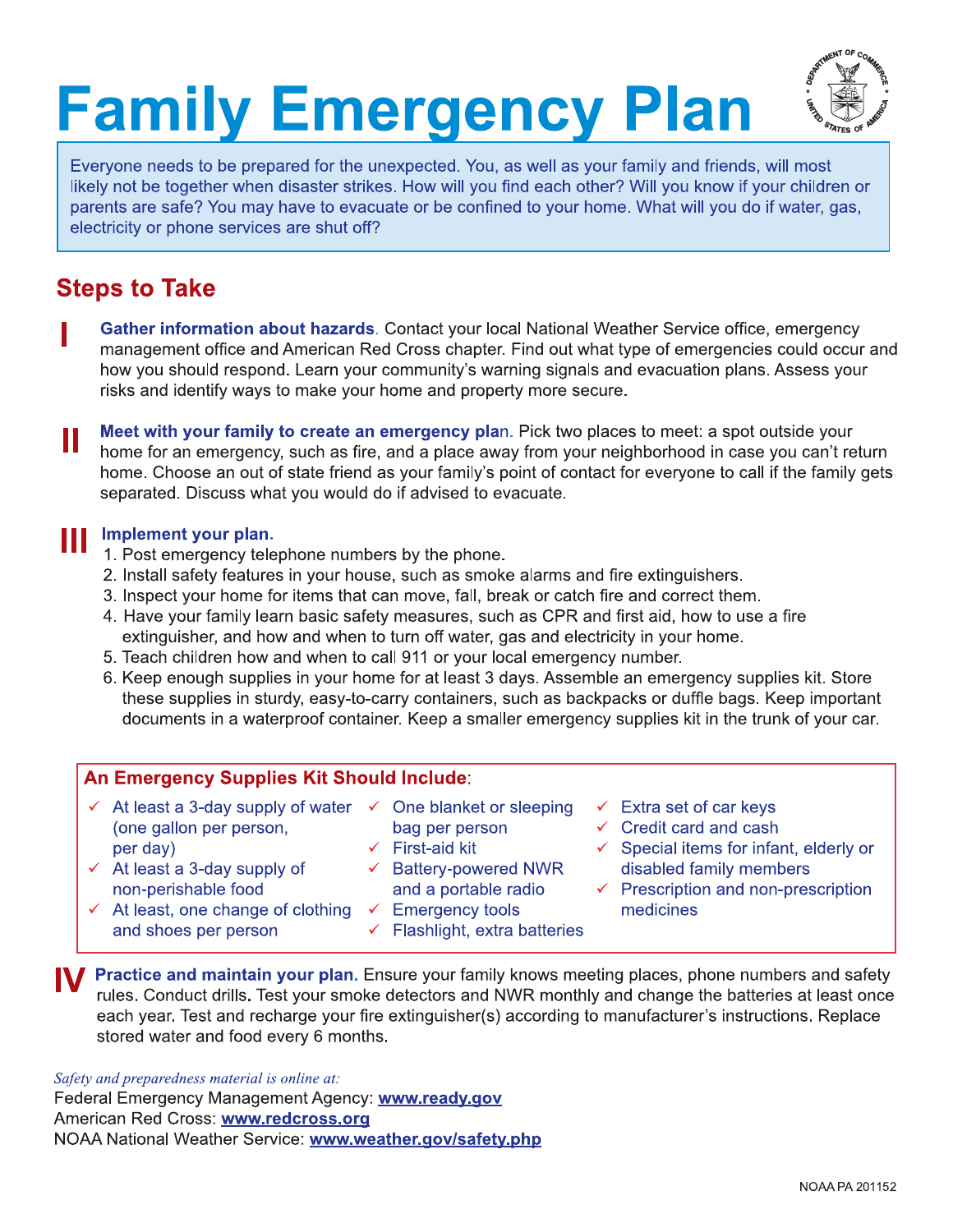# Family Emergency Plan

Everyone needs to be prepared for the unexpected. You, as well as your family and friends, will most likely not be together when disaster strikes. How will you find each other? Will you know if your children or parents are safe? You may have to evacuate or be confined to your home. What will you do if water, gas, electricity or phone services are shut off?

## Steps to Take

**I** **Gather information about hazards**. Contact your local National Weather Service office, emergency management office and American Red Cross chapter. Find out what type of emergencies could occur and how you should respond. Learn your community's warning signals and evacuation plans. Assess your risks and identify ways to make your home and property more secure.

**II** **Meet with your family to create an emergency plan**. Pick two places to meet: a spot outside your home for an emergency, such as fire, and a place away from your neighborhood in case you can't return home. Choose an out of state friend as your family's point of contact for everyone to call if the family gets separated. Discuss what you would do if advised to evacuate.

**III** **Implement your plan.**

1. Post emergency telephone numbers by the phone.
2. Install safety features in your house, such as smoke alarms and fire extinguishers.
3. Inspect your home for items that can move, fall, break or catch fire and correct them.
4. Have your family learn basic safety measures, such as CPR and first aid, how to use a fire extinguisher, and how and when to turn off water, gas and electricity in your home.
5. Teach children how and when to call 911 or your local emergency number.
6. Keep enough supplies in your home for at least 3 days. Assemble an emergency supplies kit. Store these supplies in sturdy, easy-to-carry containers, such as backpacks or duffle bags. Keep important documents in a waterproof container. Keep a smaller emergency supplies kit in the trunk of your car.

### An Emergency Supplies Kit Should Include:

- ✓ At least a 3-day supply of water (one gallon per person, per day)
- ✓ At least a 3-day supply of non-perishable food
- ✓ At least, one change of clothing and shoes per person
- ✓ One blanket or sleeping bag per person
- ✓ First-aid kit
- ✓ Battery-powered NWR and a portable radio
- ✓ Emergency tools
- ✓ Flashlight, extra batteries
- ✓ Extra set of car keys
- ✓ Credit card and cash
- ✓ Special items for infant, elderly or disabled family members
- ✓ Prescription and non-prescription medicines

**IV** **Practice and maintain your plan.** Ensure your family knows meeting places, phone numbers and safety rules. Conduct drills. Test your smoke detectors and NWR monthly and change the batteries at least once each year. Test and recharge your fire extinguisher(s) according to manufacturer's instructions. Replace stored water and food every 6 months.

*Safety and preparedness material is online at:*

Federal Emergency Management Agency: **www.ready.gov**
American Red Cross: **www.redcross.org**
NOAA National Weather Service: **www.weather.gov/safety.php**

NOAA PA 201152